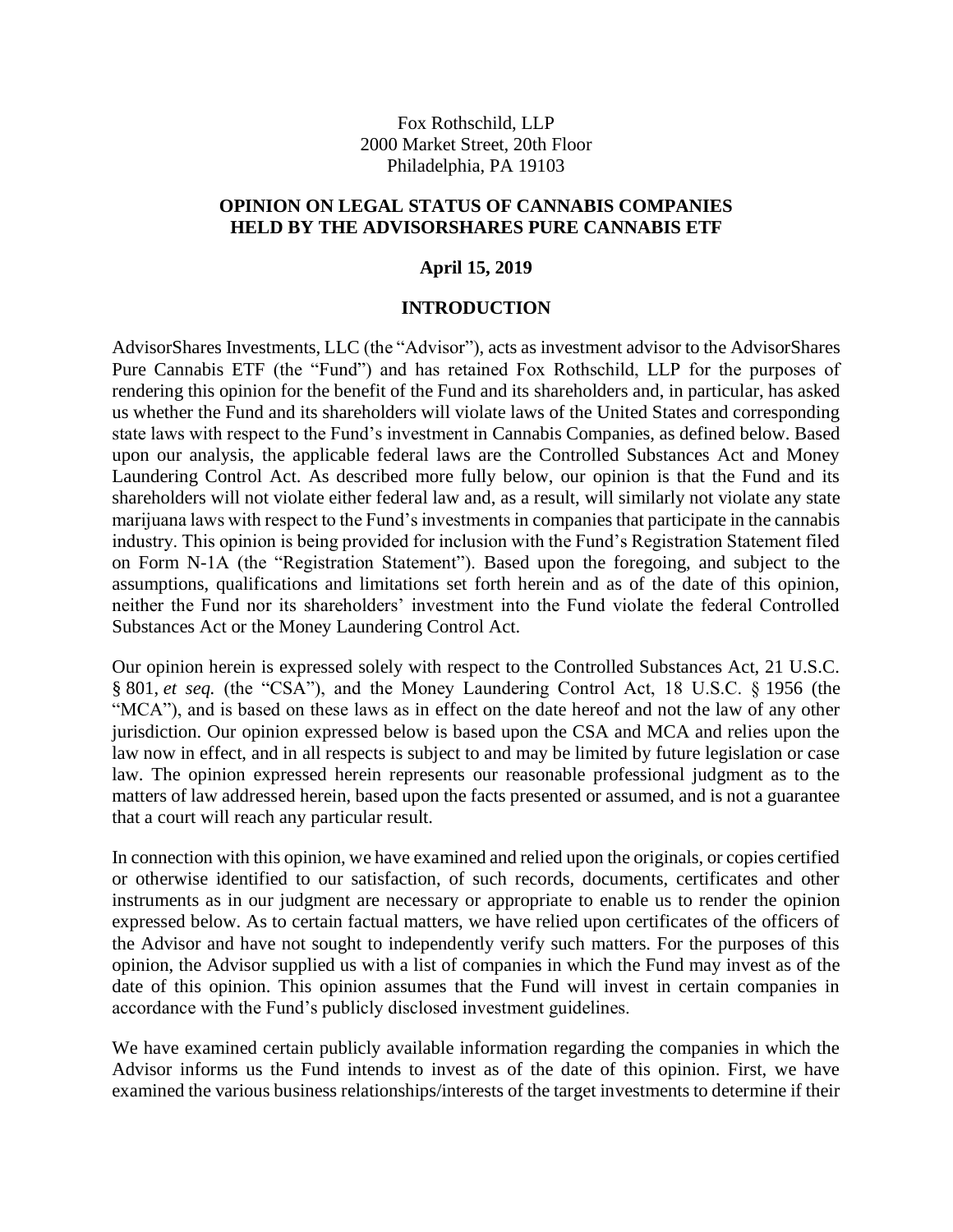Fox Rothschild, LLP
2000 Market Street, 20th Floor
Philadelphia, PA 19103

**OPINION ON LEGAL STATUS OF CANNABIS COMPANIES HELD BY THE ADVISORSHARES PURE CANNABIS ETF**

**April 15, 2019**

## INTRODUCTION

AdvisorShares Investments, LLC (the "Advisor"), acts as investment advisor to the AdvisorShares Pure Cannabis ETF (the "Fund") and has retained Fox Rothschild, LLP for the purposes of rendering this opinion for the benefit of the Fund and its shareholders and, in particular, has asked us whether the Fund and its shareholders will violate laws of the United States and corresponding state laws with respect to the Fund's investment in Cannabis Companies, as defined below. Based upon our analysis, the applicable federal laws are the Controlled Substances Act and Money Laundering Control Act. As described more fully below, our opinion is that the Fund and its shareholders will not violate either federal law and, as a result, will similarly not violate any state marijuana laws with respect to the Fund's investments in companies that participate in the cannabis industry. This opinion is being provided for inclusion with the Fund's Registration Statement filed on Form N-1A (the "Registration Statement"). Based upon the foregoing, and subject to the assumptions, qualifications and limitations set forth herein and as of the date of this opinion, neither the Fund nor its shareholders' investment into the Fund violate the federal Controlled Substances Act or the Money Laundering Control Act.

Our opinion herein is expressed solely with respect to the Controlled Substances Act, 21 U.S.C. § 801, *et seq.* (the "CSA"), and the Money Laundering Control Act, 18 U.S.C. § 1956 (the "MCA"), and is based on these laws as in effect on the date hereof and not the law of any other jurisdiction. Our opinion expressed below is based upon the CSA and MCA and relies upon the law now in effect, and in all respects is subject to and may be limited by future legislation or case law. The opinion expressed herein represents our reasonable professional judgment as to the matters of law addressed herein, based upon the facts presented or assumed, and is not a guarantee that a court will reach any particular result.

In connection with this opinion, we have examined and relied upon the originals, or copies certified or otherwise identified to our satisfaction, of such records, documents, certificates and other instruments as in our judgment are necessary or appropriate to enable us to render the opinion expressed below. As to certain factual matters, we have relied upon certificates of the officers of the Advisor and have not sought to independently verify such matters. For the purposes of this opinion, the Advisor supplied us with a list of companies in which the Fund may invest as of the date of this opinion. This opinion assumes that the Fund will invest in certain companies in accordance with the Fund's publicly disclosed investment guidelines.

We have examined certain publicly available information regarding the companies in which the Advisor informs us the Fund intends to invest as of the date of this opinion. First, we have examined the various business relationships/interests of the target investments to determine if their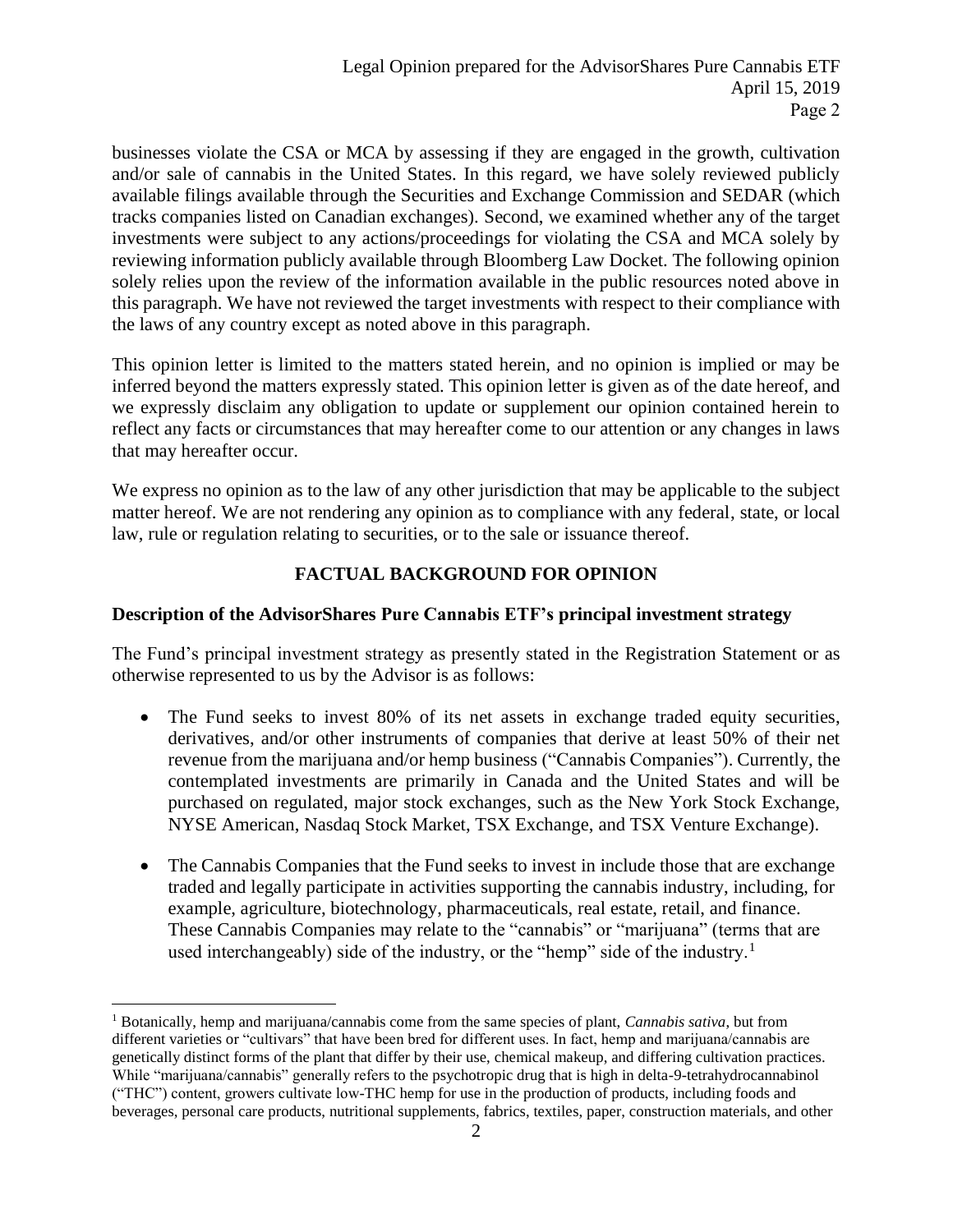businesses violate the CSA or MCA by assessing if they are engaged in the growth, cultivation and/or sale of cannabis in the United States. In this regard, we have solely reviewed publicly available filings available through the Securities and Exchange Commission and SEDAR (which tracks companies listed on Canadian exchanges). Second, we examined whether any of the target investments were subject to any actions/proceedings for violating the CSA and MCA solely by reviewing information publicly available through Bloomberg Law Docket. The following opinion solely relies upon the review of the information available in the public resources noted above in this paragraph. We have not reviewed the target investments with respect to their compliance with the laws of any country except as noted above in this paragraph.

This opinion letter is limited to the matters stated herein, and no opinion is implied or may be inferred beyond the matters expressly stated. This opinion letter is given as of the date hereof, and we expressly disclaim any obligation to update or supplement our opinion contained herein to reflect any facts or circumstances that may hereafter come to our attention or any changes in laws that may hereafter occur.

We express no opinion as to the law of any other jurisdiction that may be applicable to the subject matter hereof. We are not rendering any opinion as to compliance with any federal, state, or local law, rule or regulation relating to securities, or to the sale or issuance thereof.

## FACTUAL BACKGROUND FOR OPINION

**Description of the AdvisorShares Pure Cannabis ETF's principal investment strategy**

The Fund's principal investment strategy as presently stated in the Registration Statement or as otherwise represented to us by the Advisor is as follows:

- The Fund seeks to invest 80% of its net assets in exchange traded equity securities, derivatives, and/or other instruments of companies that derive at least 50% of their net revenue from the marijuana and/or hemp business ("Cannabis Companies"). Currently, the contemplated investments are primarily in Canada and the United States and will be purchased on regulated, major stock exchanges, such as the New York Stock Exchange, NYSE American, Nasdaq Stock Market, TSX Exchange, and TSX Venture Exchange).

- The Cannabis Companies that the Fund seeks to invest in include those that are exchange traded and legally participate in activities supporting the cannabis industry, including, for example, agriculture, biotechnology, pharmaceuticals, real estate, retail, and finance. These Cannabis Companies may relate to the "cannabis" or "marijuana" (terms that are used interchangeably) side of the industry, or the "hemp" side of the industry.[1]

[1] Botanically, hemp and marijuana/cannabis come from the same species of plant, *Cannabis sativa*, but from different varieties or "cultivars" that have been bred for different uses. In fact, hemp and marijuana/cannabis are genetically distinct forms of the plant that differ by their use, chemical makeup, and differing cultivation practices. While "marijuana/cannabis" generally refers to the psychotropic drug that is high in delta-9-tetrahydrocannabinol ("THC") content, growers cultivate low-THC hemp for use in the production of products, including foods and beverages, personal care products, nutritional supplements, fabrics, textiles, paper, construction materials, and other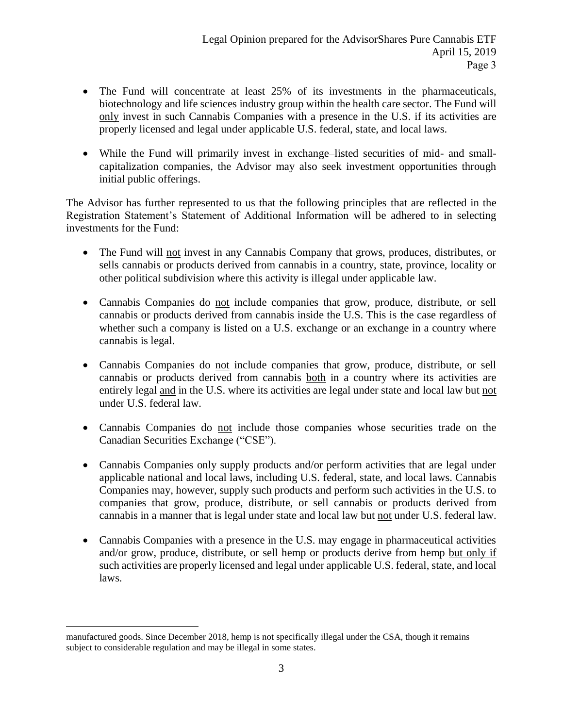- The Fund will concentrate at least 25% of its investments in the pharmaceuticals, biotechnology and life sciences industry group within the health care sector. The Fund will <u>only</u> invest in such Cannabis Companies with a presence in the U.S. if its activities are properly licensed and legal under applicable U.S. federal, state, and local laws.

- While the Fund will primarily invest in exchange–listed securities of mid- and small-capitalization companies, the Advisor may also seek investment opportunities through initial public offerings.

The Advisor has further represented to us that the following principles that are reflected in the Registration Statement's Statement of Additional Information will be adhered to in selecting investments for the Fund:

- The Fund will <u>not</u> invest in any Cannabis Company that grows, produces, distributes, or sells cannabis or products derived from cannabis in a country, state, province, locality or other political subdivision where this activity is illegal under applicable law.

- Cannabis Companies do <u>not</u> include companies that grow, produce, distribute, or sell cannabis or products derived from cannabis inside the U.S. This is the case regardless of whether such a company is listed on a U.S. exchange or an exchange in a country where cannabis is legal.

- Cannabis Companies do <u>not</u> include companies that grow, produce, distribute, or sell cannabis or products derived from cannabis <u>both</u> in a country where its activities are entirely legal <u>and</u> in the U.S. where its activities are legal under state and local law but <u>not</u> under U.S. federal law.

- Cannabis Companies do <u>not</u> include those companies whose securities trade on the Canadian Securities Exchange ("CSE").

- Cannabis Companies only supply products and/or perform activities that are legal under applicable national and local laws, including U.S. federal, state, and local laws. Cannabis Companies may, however, supply such products and perform such activities in the U.S. to companies that grow, produce, distribute, or sell cannabis or products derived from cannabis in a manner that is legal under state and local law but <u>not</u> under U.S. federal law.

- Cannabis Companies with a presence in the U.S. may engage in pharmaceutical activities and/or grow, produce, distribute, or sell hemp or products derive from hemp <u>but only if</u> such activities are properly licensed and legal under applicable U.S. federal, state, and local laws.

---

manufactured goods. Since December 2018, hemp is not specifically illegal under the CSA, though it remains subject to considerable regulation and may be illegal in some states.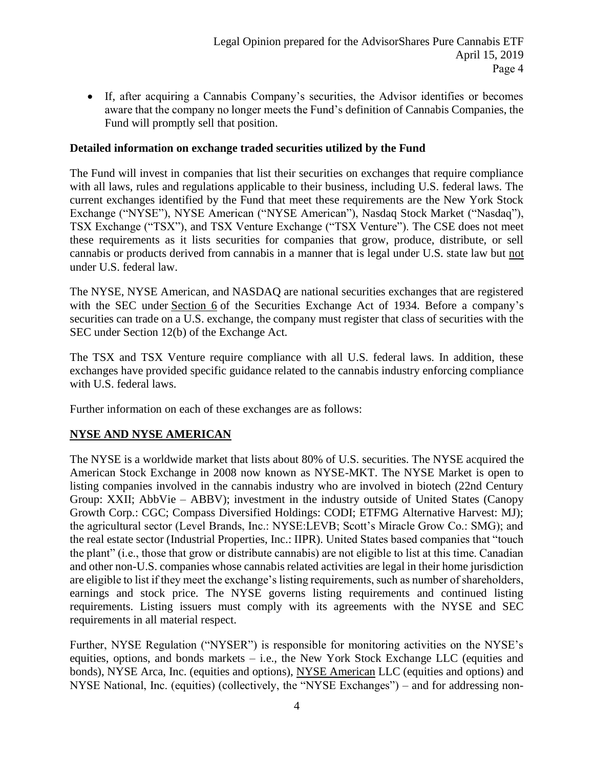- If, after acquiring a Cannabis Company's securities, the Advisor identifies or becomes aware that the company no longer meets the Fund's definition of Cannabis Companies, the Fund will promptly sell that position.

**Detailed information on exchange traded securities utilized by the Fund**

The Fund will invest in companies that list their securities on exchanges that require compliance with all laws, rules and regulations applicable to their business, including U.S. federal laws. The current exchanges identified by the Fund that meet these requirements are the New York Stock Exchange ("NYSE"), NYSE American ("NYSE American"), Nasdaq Stock Market ("Nasdaq"), TSX Exchange ("TSX"), and TSX Venture Exchange ("TSX Venture"). The CSE does not meet these requirements as it lists securities for companies that grow, produce, distribute, or sell cannabis or products derived from cannabis in a manner that is legal under U.S. state law but not under U.S. federal law.

The NYSE, NYSE American, and NASDAQ are national securities exchanges that are registered with the SEC under Section 6 of the Securities Exchange Act of 1934. Before a company's securities can trade on a U.S. exchange, the company must register that class of securities with the SEC under Section 12(b) of the Exchange Act.

The TSX and TSX Venture require compliance with all U.S. federal laws. In addition, these exchanges have provided specific guidance related to the cannabis industry enforcing compliance with U.S. federal laws.

Further information on each of these exchanges are as follows:

**NYSE AND NYSE AMERICAN**

The NYSE is a worldwide market that lists about 80% of U.S. securities. The NYSE acquired the American Stock Exchange in 2008 now known as NYSE-MKT. The NYSE Market is open to listing companies involved in the cannabis industry who are involved in biotech (22nd Century Group: XXII; AbbVie – ABBV); investment in the industry outside of United States (Canopy Growth Corp.: CGC; Compass Diversified Holdings: CODI; ETFMG Alternative Harvest: MJ); the agricultural sector (Level Brands, Inc.: NYSE:LEVB; Scott's Miracle Grow Co.: SMG); and the real estate sector (Industrial Properties, Inc.: IIPR). United States based companies that "touch the plant" (i.e., those that grow or distribute cannabis) are not eligible to list at this time. Canadian and other non-U.S. companies whose cannabis related activities are legal in their home jurisdiction are eligible to list if they meet the exchange's listing requirements, such as number of shareholders, earnings and stock price. The NYSE governs listing requirements and continued listing requirements. Listing issuers must comply with its agreements with the NYSE and SEC requirements in all material respect.

Further, NYSE Regulation ("NYSER") is responsible for monitoring activities on the NYSE's equities, options, and bonds markets – i.e., the New York Stock Exchange LLC (equities and bonds), NYSE Arca, Inc. (equities and options), NYSE American LLC (equities and options) and NYSE National, Inc. (equities) (collectively, the "NYSE Exchanges") – and for addressing non-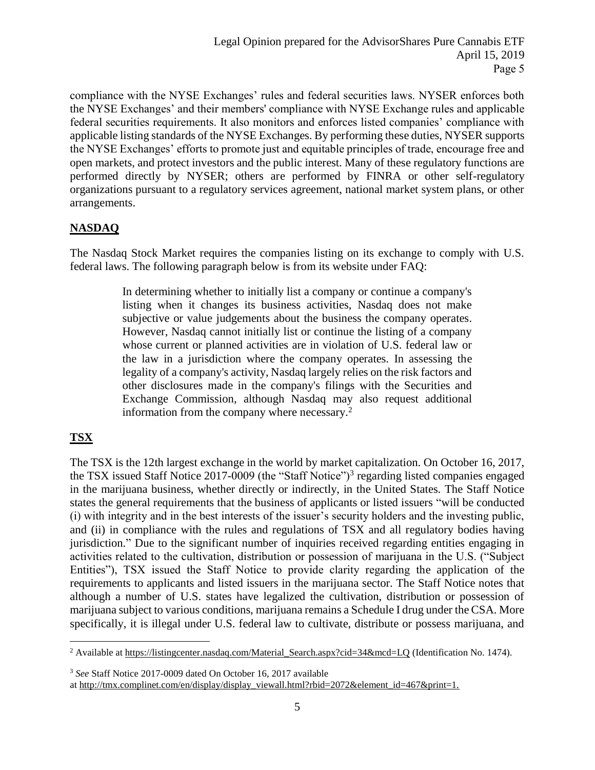compliance with the NYSE Exchanges' rules and federal securities laws. NYSER enforces both the NYSE Exchanges' and their members' compliance with NYSE Exchange rules and applicable federal securities requirements. It also monitors and enforces listed companies' compliance with applicable listing standards of the NYSE Exchanges. By performing these duties, NYSER supports the NYSE Exchanges' efforts to promote just and equitable principles of trade, encourage free and open markets, and protect investors and the public interest. Many of these regulatory functions are performed directly by NYSER; others are performed by FINRA or other self-regulatory organizations pursuant to a regulatory services agreement, national market system plans, or other arrangements.

## **NASDAQ**

The Nasdaq Stock Market requires the companies listing on its exchange to comply with U.S. federal laws. The following paragraph below is from its website under FAQ:

> In determining whether to initially list a company or continue a company's listing when it changes its business activities, Nasdaq does not make subjective or value judgements about the business the company operates. However, Nasdaq cannot initially list or continue the listing of a company whose current or planned activities are in violation of U.S. federal law or the law in a jurisdiction where the company operates. In assessing the legality of a company's activity, Nasdaq largely relies on the risk factors and other disclosures made in the company's filings with the Securities and Exchange Commission, although Nasdaq may also request additional information from the company where necessary.[2]

## **TSX**

The TSX is the 12th largest exchange in the world by market capitalization. On October 16, 2017, the TSX issued Staff Notice 2017-0009 (the "Staff Notice")[3] regarding listed companies engaged in the marijuana business, whether directly or indirectly, in the United States. The Staff Notice states the general requirements that the business of applicants or listed issuers "will be conducted (i) with integrity and in the best interests of the issuer's security holders and the investing public, and (ii) in compliance with the rules and regulations of TSX and all regulatory bodies having jurisdiction." Due to the significant number of inquiries received regarding entities engaging in activities related to the cultivation, distribution or possession of marijuana in the U.S. ("Subject Entities"), TSX issued the Staff Notice to provide clarity regarding the application of the requirements to applicants and listed issuers in the marijuana sector. The Staff Notice notes that although a number of U.S. states have legalized the cultivation, distribution or possession of marijuana subject to various conditions, marijuana remains a Schedule I drug under the CSA. More specifically, it is illegal under U.S. federal law to cultivate, distribute or possess marijuana, and

---

[2] Available at https://listingcenter.nasdaq.com/Material_Search.aspx?cid=34&mcd=LQ (Identification No. 1474).

[3] *See* Staff Notice 2017-0009 dated On October 16, 2017 available at http://tmx.complinet.com/en/display/display_viewall.html?rbid=2072&element_id=467&print=1.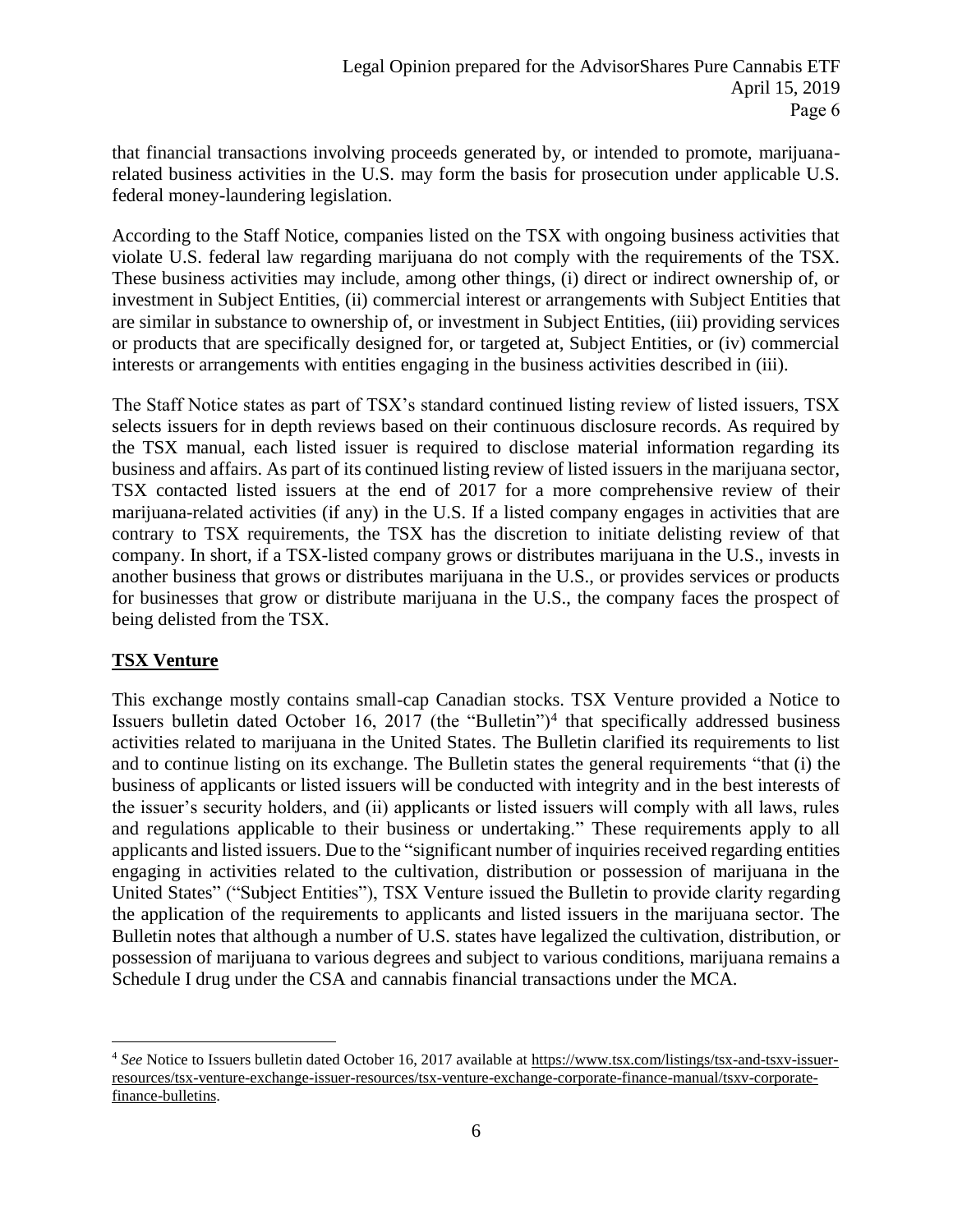that financial transactions involving proceeds generated by, or intended to promote, marijuana-related business activities in the U.S. may form the basis for prosecution under applicable U.S. federal money-laundering legislation.

According to the Staff Notice, companies listed on the TSX with ongoing business activities that violate U.S. federal law regarding marijuana do not comply with the requirements of the TSX. These business activities may include, among other things, (i) direct or indirect ownership of, or investment in Subject Entities, (ii) commercial interest or arrangements with Subject Entities that are similar in substance to ownership of, or investment in Subject Entities, (iii) providing services or products that are specifically designed for, or targeted at, Subject Entities, or (iv) commercial interests or arrangements with entities engaging in the business activities described in (iii).

The Staff Notice states as part of TSX's standard continued listing review of listed issuers, TSX selects issuers for in depth reviews based on their continuous disclosure records. As required by the TSX manual, each listed issuer is required to disclose material information regarding its business and affairs. As part of its continued listing review of listed issuers in the marijuana sector, TSX contacted listed issuers at the end of 2017 for a more comprehensive review of their marijuana-related activities (if any) in the U.S. If a listed company engages in activities that are contrary to TSX requirements, the TSX has the discretion to initiate delisting review of that company. In short, if a TSX-listed company grows or distributes marijuana in the U.S., invests in another business that grows or distributes marijuana in the U.S., or provides services or products for businesses that grow or distribute marijuana in the U.S., the company faces the prospect of being delisted from the TSX.

## TSX Venture

This exchange mostly contains small-cap Canadian stocks. TSX Venture provided a Notice to Issuers bulletin dated October 16, 2017 (the "Bulletin")[4] that specifically addressed business activities related to marijuana in the United States. The Bulletin clarified its requirements to list and to continue listing on its exchange. The Bulletin states the general requirements "that (i) the business of applicants or listed issuers will be conducted with integrity and in the best interests of the issuer's security holders, and (ii) applicants or listed issuers will comply with all laws, rules and regulations applicable to their business or undertaking." These requirements apply to all applicants and listed issuers. Due to the "significant number of inquiries received regarding entities engaging in activities related to the cultivation, distribution or possession of marijuana in the United States" ("Subject Entities"), TSX Venture issued the Bulletin to provide clarity regarding the application of the requirements to applicants and listed issuers in the marijuana sector. The Bulletin notes that although a number of U.S. states have legalized the cultivation, distribution, or possession of marijuana to various degrees and subject to various conditions, marijuana remains a Schedule I drug under the CSA and cannabis financial transactions under the MCA.

---

[4] *See* Notice to Issuers bulletin dated October 16, 2017 available at https://www.tsx.com/listings/tsx-and-tsxv-issuer-resources/tsx-venture-exchange-issuer-resources/tsx-venture-exchange-corporate-finance-manual/tsxv-corporate-finance-bulletins.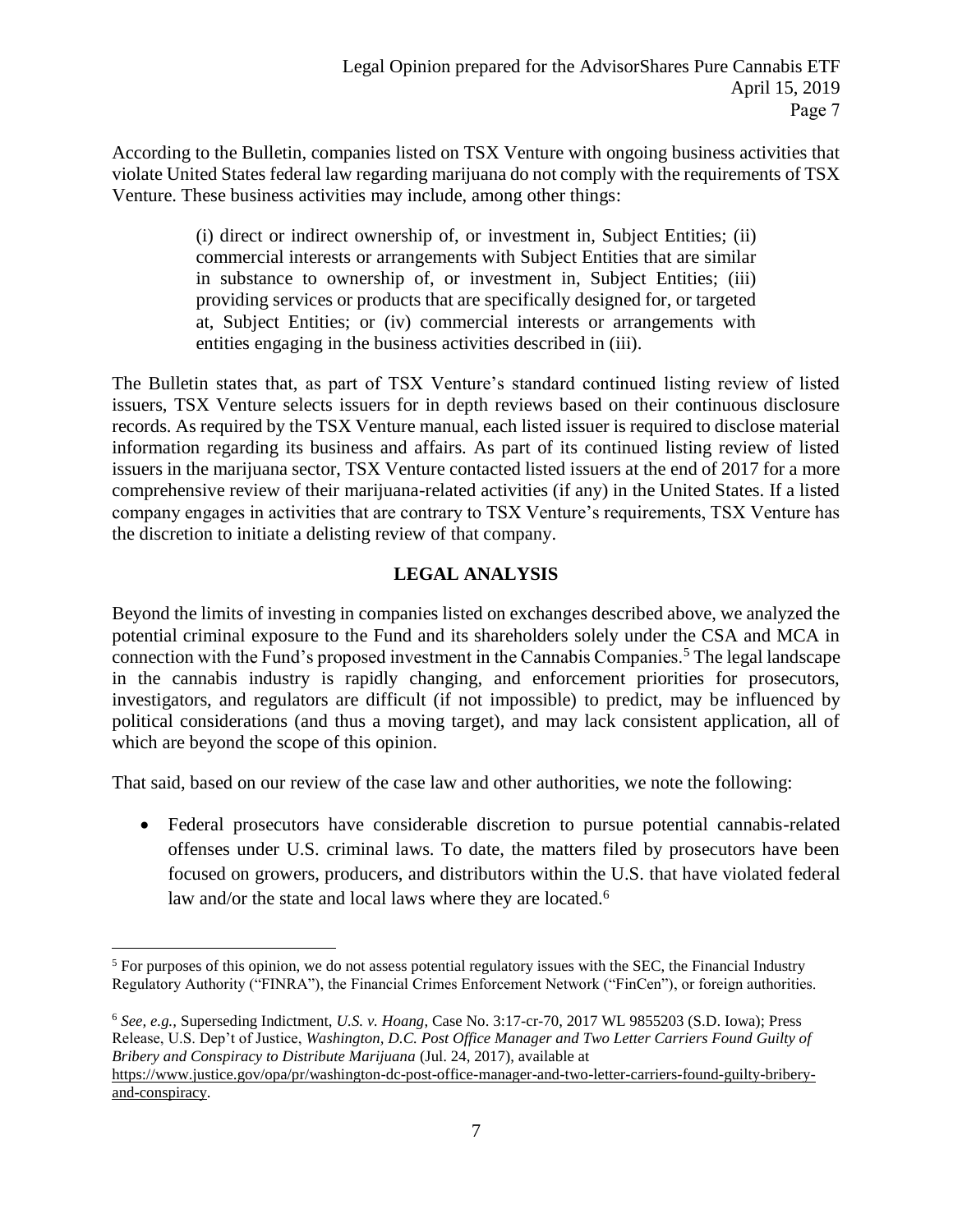According to the Bulletin, companies listed on TSX Venture with ongoing business activities that violate United States federal law regarding marijuana do not comply with the requirements of TSX Venture. These business activities may include, among other things:

> (i) direct or indirect ownership of, or investment in, Subject Entities; (ii) commercial interests or arrangements with Subject Entities that are similar in substance to ownership of, or investment in, Subject Entities; (iii) providing services or products that are specifically designed for, or targeted at, Subject Entities; or (iv) commercial interests or arrangements with entities engaging in the business activities described in (iii).

The Bulletin states that, as part of TSX Venture's standard continued listing review of listed issuers, TSX Venture selects issuers for in depth reviews based on their continuous disclosure records. As required by the TSX Venture manual, each listed issuer is required to disclose material information regarding its business and affairs. As part of its continued listing review of listed issuers in the marijuana sector, TSX Venture contacted listed issuers at the end of 2017 for a more comprehensive review of their marijuana-related activities (if any) in the United States. If a listed company engages in activities that are contrary to TSX Venture's requirements, TSX Venture has the discretion to initiate a delisting review of that company.

## LEGAL ANALYSIS

Beyond the limits of investing in companies listed on exchanges described above, we analyzed the potential criminal exposure to the Fund and its shareholders solely under the CSA and MCA in connection with the Fund's proposed investment in the Cannabis Companies.[5] The legal landscape in the cannabis industry is rapidly changing, and enforcement priorities for prosecutors, investigators, and regulators are difficult (if not impossible) to predict, may be influenced by political considerations (and thus a moving target), and may lack consistent application, all of which are beyond the scope of this opinion.

That said, based on our review of the case law and other authorities, we note the following:

- Federal prosecutors have considerable discretion to pursue potential cannabis-related offenses under U.S. criminal laws. To date, the matters filed by prosecutors have been focused on growers, producers, and distributors within the U.S. that have violated federal law and/or the state and local laws where they are located.[6]

---

[5] For purposes of this opinion, we do not assess potential regulatory issues with the SEC, the Financial Industry Regulatory Authority ("FINRA"), the Financial Crimes Enforcement Network ("FinCen"), or foreign authorities.

[6] *See, e.g.,* Superseding Indictment, *U.S. v. Hoang*, Case No. 3:17-cr-70, 2017 WL 9855203 (S.D. Iowa); Press Release, U.S. Dep't of Justice, *Washington, D.C. Post Office Manager and Two Letter Carriers Found Guilty of Bribery and Conspiracy to Distribute Marijuana* (Jul. 24, 2017), available at https://www.justice.gov/opa/pr/washington-dc-post-office-manager-and-two-letter-carriers-found-guilty-bribery-and-conspiracy.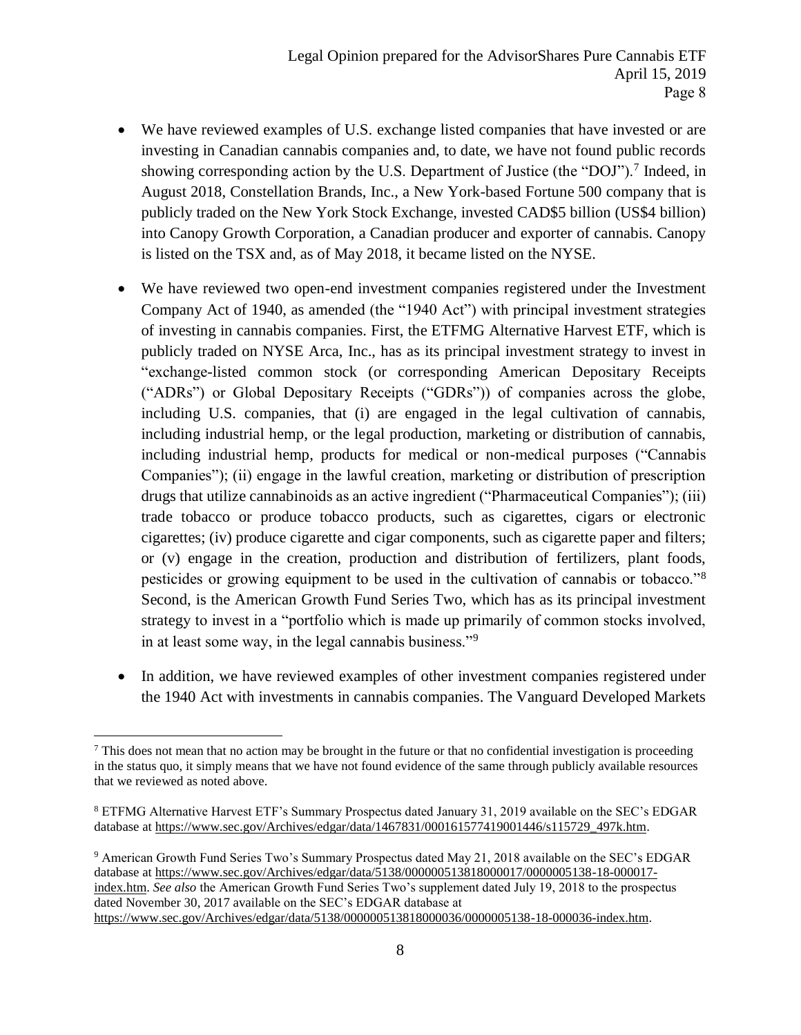- We have reviewed examples of U.S. exchange listed companies that have invested or are investing in Canadian cannabis companies and, to date, we have not found public records showing corresponding action by the U.S. Department of Justice (the "DOJ").[7] Indeed, in August 2018, Constellation Brands, Inc., a New York-based Fortune 500 company that is publicly traded on the New York Stock Exchange, invested CAD$5 billion (US$4 billion) into Canopy Growth Corporation, a Canadian producer and exporter of cannabis. Canopy is listed on the TSX and, as of May 2018, it became listed on the NYSE.

- We have reviewed two open-end investment companies registered under the Investment Company Act of 1940, as amended (the "1940 Act") with principal investment strategies of investing in cannabis companies. First, the ETFMG Alternative Harvest ETF, which is publicly traded on NYSE Arca, Inc., has as its principal investment strategy to invest in "exchange-listed common stock (or corresponding American Depositary Receipts ("ADRs") or Global Depositary Receipts ("GDRs")) of companies across the globe, including U.S. companies, that (i) are engaged in the legal cultivation of cannabis, including industrial hemp, or the legal production, marketing or distribution of cannabis, including industrial hemp, products for medical or non-medical purposes ("Cannabis Companies"); (ii) engage in the lawful creation, marketing or distribution of prescription drugs that utilize cannabinoids as an active ingredient ("Pharmaceutical Companies"); (iii) trade tobacco or produce tobacco products, such as cigarettes, cigars or electronic cigarettes; (iv) produce cigarette and cigar components, such as cigarette paper and filters; or (v) engage in the creation, production and distribution of fertilizers, plant foods, pesticides or growing equipment to be used in the cultivation of cannabis or tobacco."[8] Second, is the American Growth Fund Series Two, which has as its principal investment strategy to invest in a "portfolio which is made up primarily of common stocks involved, in at least some way, in the legal cannabis business."[9]

- In addition, we have reviewed examples of other investment companies registered under the 1940 Act with investments in cannabis companies. The Vanguard Developed Markets

---

[7] This does not mean that no action may be brought in the future or that no confidential investigation is proceeding in the status quo, it simply means that we have not found evidence of the same through publicly available resources that we reviewed as noted above.

[8] ETFMG Alternative Harvest ETF's Summary Prospectus dated January 31, 2019 available on the SEC's EDGAR database at https://www.sec.gov/Archives/edgar/data/1467831/000161577419001446/s115729_497k.htm.

[9] American Growth Fund Series Two's Summary Prospectus dated May 21, 2018 available on the SEC's EDGAR database at https://www.sec.gov/Archives/edgar/data/5138/000000513818000017/0000005138-18-000017-index.htm. *See also* the American Growth Fund Series Two's supplement dated July 19, 2018 to the prospectus dated November 30, 2017 available on the SEC's EDGAR database at https://www.sec.gov/Archives/edgar/data/5138/000000513818000036/0000005138-18-000036-index.htm.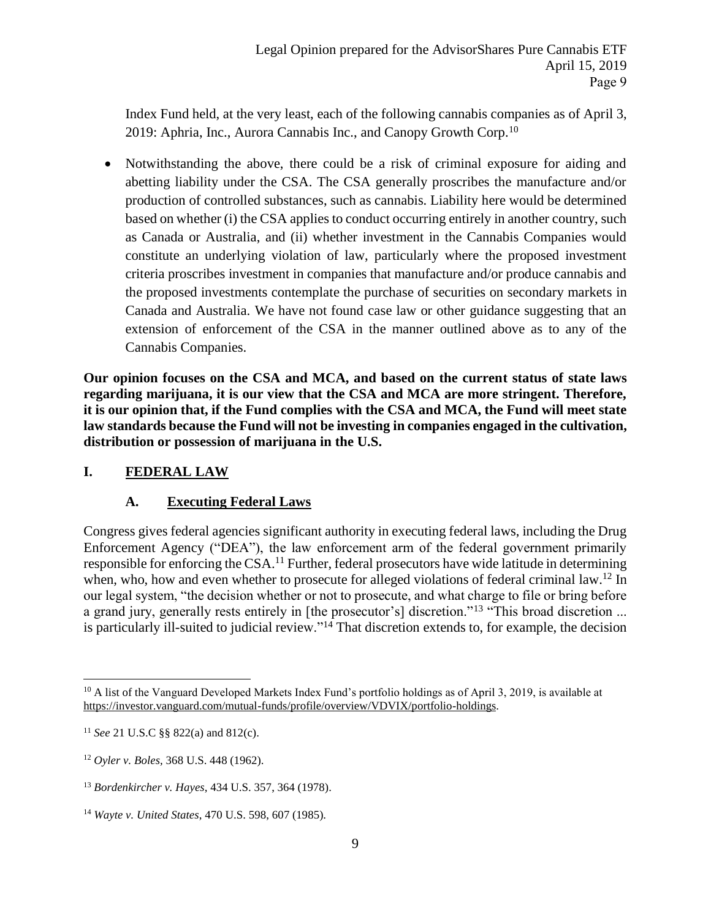Index Fund held, at the very least, each of the following cannabis companies as of April 3, 2019: Aphria, Inc., Aurora Cannabis Inc., and Canopy Growth Corp.[10]

- Notwithstanding the above, there could be a risk of criminal exposure for aiding and abetting liability under the CSA. The CSA generally proscribes the manufacture and/or production of controlled substances, such as cannabis. Liability here would be determined based on whether (i) the CSA applies to conduct occurring entirely in another country, such as Canada or Australia, and (ii) whether investment in the Cannabis Companies would constitute an underlying violation of law, particularly where the proposed investment criteria proscribes investment in companies that manufacture and/or produce cannabis and the proposed investments contemplate the purchase of securities on secondary markets in Canada and Australia. We have not found case law or other guidance suggesting that an extension of enforcement of the CSA in the manner outlined above as to any of the Cannabis Companies.

**Our opinion focuses on the CSA and MCA, and based on the current status of state laws regarding marijuana, it is our view that the CSA and MCA are more stringent. Therefore, it is our opinion that, if the Fund complies with the CSA and MCA, the Fund will meet state law standards because the Fund will not be investing in companies engaged in the cultivation, distribution or possession of marijuana in the U.S.**

# I. FEDERAL LAW

## A. Executing Federal Laws

Congress gives federal agencies significant authority in executing federal laws, including the Drug Enforcement Agency ("DEA"), the law enforcement arm of the federal government primarily responsible for enforcing the CSA.[11] Further, federal prosecutors have wide latitude in determining when, who, how and even whether to prosecute for alleged violations of federal criminal law.[12] In our legal system, "the decision whether or not to prosecute, and what charge to file or bring before a grand jury, generally rests entirely in [the prosecutor's] discretion."[13] "This broad discretion ... is particularly ill-suited to judicial review."[14] That discretion extends to, for example, the decision

---

[10] A list of the Vanguard Developed Markets Index Fund's portfolio holdings as of April 3, 2019, is available at https://investor.vanguard.com/mutual-funds/profile/overview/VDVIX/portfolio-holdings.

[11] *See* 21 U.S.C §§ 822(a) and 812(c).

[12] *Oyler v. Boles*, 368 U.S. 448 (1962).

[13] *Bordenkircher v. Hayes*, 434 U.S. 357, 364 (1978).

[14] *Wayte v. United States*, 470 U.S. 598, 607 (1985).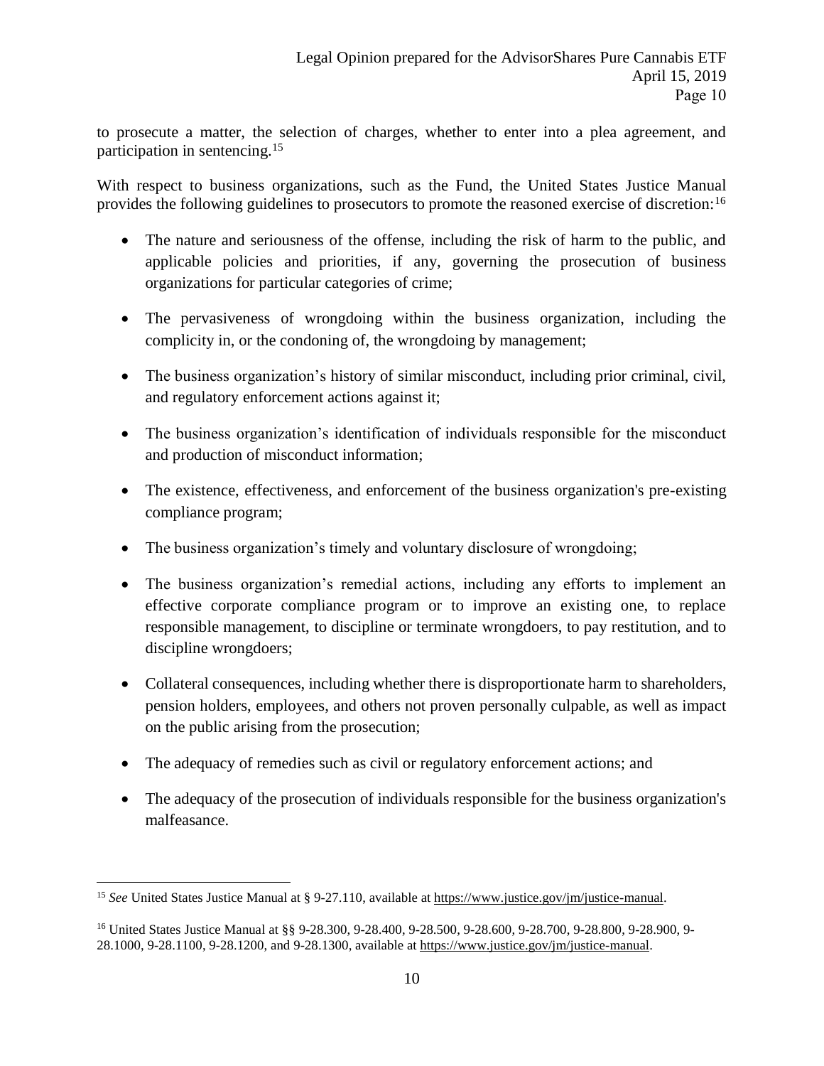to prosecute a matter, the selection of charges, whether to enter into a plea agreement, and participation in sentencing.[15]

With respect to business organizations, such as the Fund, the United States Justice Manual provides the following guidelines to prosecutors to promote the reasoned exercise of discretion:[16]

- The nature and seriousness of the offense, including the risk of harm to the public, and applicable policies and priorities, if any, governing the prosecution of business organizations for particular categories of crime;
- The pervasiveness of wrongdoing within the business organization, including the complicity in, or the condoning of, the wrongdoing by management;
- The business organization's history of similar misconduct, including prior criminal, civil, and regulatory enforcement actions against it;
- The business organization's identification of individuals responsible for the misconduct and production of misconduct information;
- The existence, effectiveness, and enforcement of the business organization's pre-existing compliance program;
- The business organization's timely and voluntary disclosure of wrongdoing;
- The business organization's remedial actions, including any efforts to implement an effective corporate compliance program or to improve an existing one, to replace responsible management, to discipline or terminate wrongdoers, to pay restitution, and to discipline wrongdoers;
- Collateral consequences, including whether there is disproportionate harm to shareholders, pension holders, employees, and others not proven personally culpable, as well as impact on the public arising from the prosecution;
- The adequacy of remedies such as civil or regulatory enforcement actions; and
- The adequacy of the prosecution of individuals responsible for the business organization's malfeasance.

---

[15] *See* United States Justice Manual at § 9-27.110, available at https://www.justice.gov/jm/justice-manual.

[16] United States Justice Manual at §§ 9-28.300, 9-28.400, 9-28.500, 9-28.600, 9-28.700, 9-28.800, 9-28.900, 9-28.1000, 9-28.1100, 9-28.1200, and 9-28.1300, available at https://www.justice.gov/jm/justice-manual.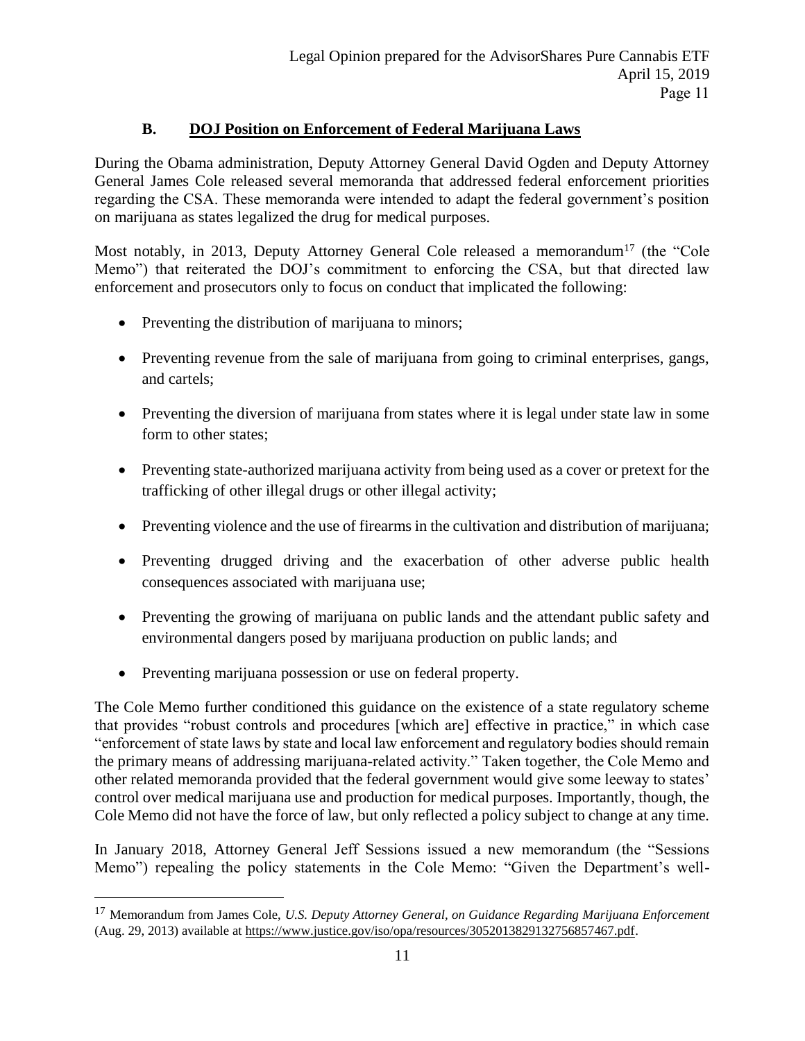### B. DOJ Position on Enforcement of Federal Marijuana Laws

During the Obama administration, Deputy Attorney General David Ogden and Deputy Attorney General James Cole released several memoranda that addressed federal enforcement priorities regarding the CSA. These memoranda were intended to adapt the federal government's position on marijuana as states legalized the drug for medical purposes.

Most notably, in 2013, Deputy Attorney General Cole released a memorandum[17] (the "Cole Memo") that reiterated the DOJ's commitment to enforcing the CSA, but that directed law enforcement and prosecutors only to focus on conduct that implicated the following:

- Preventing the distribution of marijuana to minors;
- Preventing revenue from the sale of marijuana from going to criminal enterprises, gangs, and cartels;
- Preventing the diversion of marijuana from states where it is legal under state law in some form to other states;
- Preventing state-authorized marijuana activity from being used as a cover or pretext for the trafficking of other illegal drugs or other illegal activity;
- Preventing violence and the use of firearms in the cultivation and distribution of marijuana;
- Preventing drugged driving and the exacerbation of other adverse public health consequences associated with marijuana use;
- Preventing the growing of marijuana on public lands and the attendant public safety and environmental dangers posed by marijuana production on public lands; and
- Preventing marijuana possession or use on federal property.

The Cole Memo further conditioned this guidance on the existence of a state regulatory scheme that provides "robust controls and procedures [which are] effective in practice," in which case "enforcement of state laws by state and local law enforcement and regulatory bodies should remain the primary means of addressing marijuana-related activity." Taken together, the Cole Memo and other related memoranda provided that the federal government would give some leeway to states' control over medical marijuana use and production for medical purposes. Importantly, though, the Cole Memo did not have the force of law, but only reflected a policy subject to change at any time.

In January 2018, Attorney General Jeff Sessions issued a new memorandum (the "Sessions Memo") repealing the policy statements in the Cole Memo: "Given the Department's well-

[17] Memorandum from James Cole, *U.S. Deputy Attorney General, on Guidance Regarding Marijuana Enforcement* (Aug. 29, 2013) available at https://www.justice.gov/iso/opa/resources/3052013829132756857467.pdf.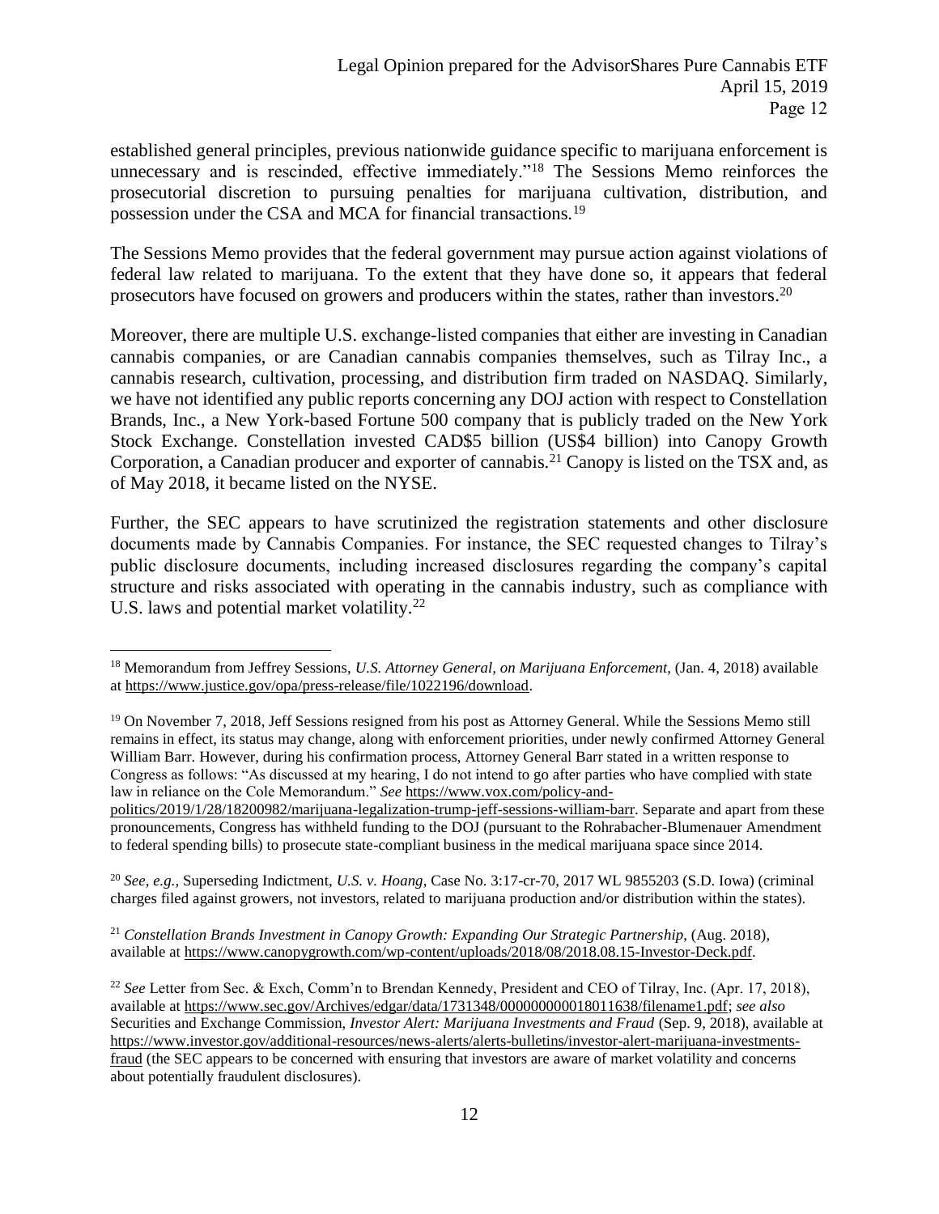established general principles, previous nationwide guidance specific to marijuana enforcement is unnecessary and is rescinded, effective immediately."[18] The Sessions Memo reinforces the prosecutorial discretion to pursuing penalties for marijuana cultivation, distribution, and possession under the CSA and MCA for financial transactions.[19]

The Sessions Memo provides that the federal government may pursue action against violations of federal law related to marijuana. To the extent that they have done so, it appears that federal prosecutors have focused on growers and producers within the states, rather than investors.[20]

Moreover, there are multiple U.S. exchange-listed companies that either are investing in Canadian cannabis companies, or are Canadian cannabis companies themselves, such as Tilray Inc., a cannabis research, cultivation, processing, and distribution firm traded on NASDAQ. Similarly, we have not identified any public reports concerning any DOJ action with respect to Constellation Brands, Inc., a New York-based Fortune 500 company that is publicly traded on the New York Stock Exchange. Constellation invested CAD$5 billion (US$4 billion) into Canopy Growth Corporation, a Canadian producer and exporter of cannabis.[21] Canopy is listed on the TSX and, as of May 2018, it became listed on the NYSE.

Further, the SEC appears to have scrutinized the registration statements and other disclosure documents made by Cannabis Companies. For instance, the SEC requested changes to Tilray's public disclosure documents, including increased disclosures regarding the company's capital structure and risks associated with operating in the cannabis industry, such as compliance with U.S. laws and potential market volatility.[22]

---

[18] Memorandum from Jeffrey Sessions, *U.S. Attorney General, on Marijuana Enforcement*, (Jan. 4, 2018) available at https://www.justice.gov/opa/press-release/file/1022196/download.

[19] On November 7, 2018, Jeff Sessions resigned from his post as Attorney General. While the Sessions Memo still remains in effect, its status may change, along with enforcement priorities, under newly confirmed Attorney General William Barr. However, during his confirmation process, Attorney General Barr stated in a written response to Congress as follows: "As discussed at my hearing, I do not intend to go after parties who have complied with state law in reliance on the Cole Memorandum." *See* https://www.vox.com/policy-and-politics/2019/1/28/18200982/marijuana-legalization-trump-jeff-sessions-william-barr. Separate and apart from these pronouncements, Congress has withheld funding to the DOJ (pursuant to the Rohrabacher-Blumenauer Amendment to federal spending bills) to prosecute state-compliant business in the medical marijuana space since 2014.

[20] *See, e.g.,* Superseding Indictment, *U.S. v. Hoang*, Case No. 3:17-cr-70, 2017 WL 9855203 (S.D. Iowa) (criminal charges filed against growers, not investors, related to marijuana production and/or distribution within the states).

[21] *Constellation Brands Investment in Canopy Growth: Expanding Our Strategic Partnership,* (Aug. 2018), available at https://www.canopygrowth.com/wp-content/uploads/2018/08/2018.08.15-Investor-Deck.pdf.

[22] *See* Letter from Sec. & Exch, Comm'n to Brendan Kennedy, President and CEO of Tilray, Inc. (Apr. 17, 2018), available at https://www.sec.gov/Archives/edgar/data/1731348/000000000018011638/filename1.pdf; *see also* Securities and Exchange Commission, *Investor Alert: Marijuana Investments and Fraud* (Sep. 9, 2018), available at https://www.investor.gov/additional-resources/news-alerts/alerts-bulletins/investor-alert-marijuana-investments-fraud (the SEC appears to be concerned with ensuring that investors are aware of market volatility and concerns about potentially fraudulent disclosures).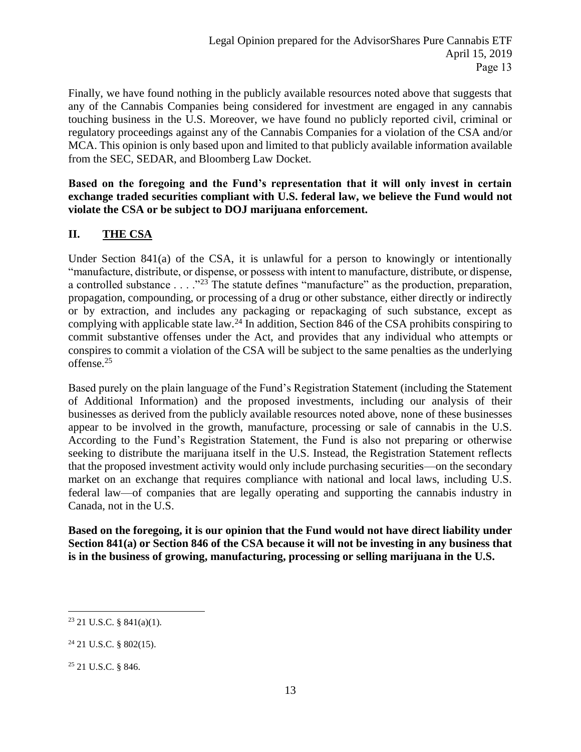Finally, we have found nothing in the publicly available resources noted above that suggests that any of the Cannabis Companies being considered for investment are engaged in any cannabis touching business in the U.S. Moreover, we have found no publicly reported civil, criminal or regulatory proceedings against any of the Cannabis Companies for a violation of the CSA and/or MCA. This opinion is only based upon and limited to that publicly available information available from the SEC, SEDAR, and Bloomberg Law Docket.

**Based on the foregoing and the Fund's representation that it will only invest in certain exchange traded securities compliant with U.S. federal law, we believe the Fund would not violate the CSA or be subject to DOJ marijuana enforcement.**

## II. THE CSA

Under Section 841(a) of the CSA, it is unlawful for a person to knowingly or intentionally "manufacture, distribute, or dispense, or possess with intent to manufacture, distribute, or dispense, a controlled substance . . . ."[23] The statute defines "manufacture" as the production, preparation, propagation, compounding, or processing of a drug or other substance, either directly or indirectly or by extraction, and includes any packaging or repackaging of such substance, except as complying with applicable state law.[24] In addition, Section 846 of the CSA prohibits conspiring to commit substantive offenses under the Act, and provides that any individual who attempts or conspires to commit a violation of the CSA will be subject to the same penalties as the underlying offense.[25]

Based purely on the plain language of the Fund's Registration Statement (including the Statement of Additional Information) and the proposed investments, including our analysis of their businesses as derived from the publicly available resources noted above, none of these businesses appear to be involved in the growth, manufacture, processing or sale of cannabis in the U.S. According to the Fund's Registration Statement, the Fund is also not preparing or otherwise seeking to distribute the marijuana itself in the U.S. Instead, the Registration Statement reflects that the proposed investment activity would only include purchasing securities—on the secondary market on an exchange that requires compliance with national and local laws, including U.S. federal law—of companies that are legally operating and supporting the cannabis industry in Canada, not in the U.S.

**Based on the foregoing, it is our opinion that the Fund would not have direct liability under Section 841(a) or Section 846 of the CSA because it will not be investing in any business that is in the business of growing, manufacturing, processing or selling marijuana in the U.S.**

---

[23] 21 U.S.C. § 841(a)(1).

[24] 21 U.S.C. § 802(15).

[25] 21 U.S.C. § 846.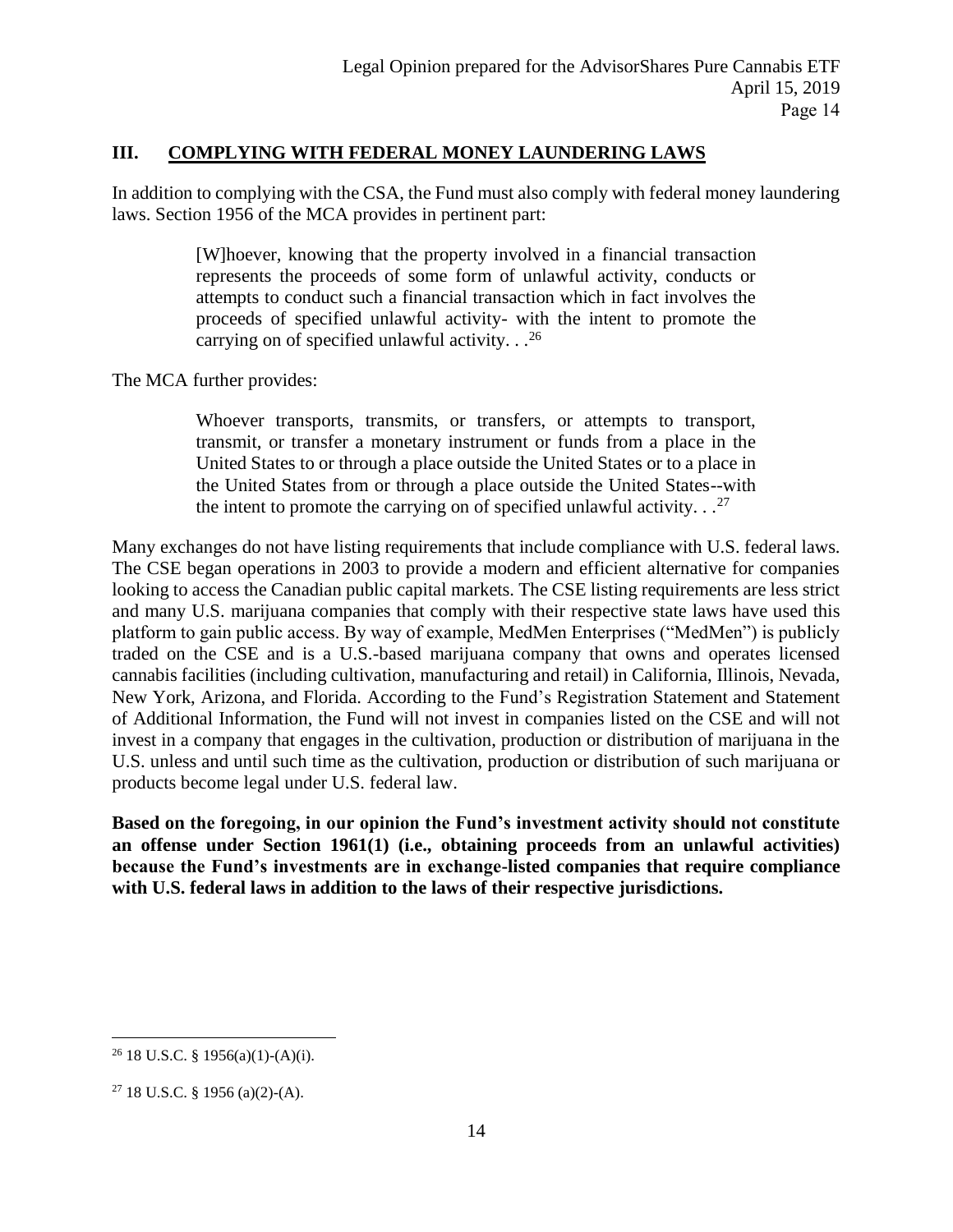## III. COMPLYING WITH FEDERAL MONEY LAUNDERING LAWS

In addition to complying with the CSA, the Fund must also comply with federal money laundering laws. Section 1956 of the MCA provides in pertinent part:

> [W]hoever, knowing that the property involved in a financial transaction represents the proceeds of some form of unlawful activity, conducts or attempts to conduct such a financial transaction which in fact involves the proceeds of specified unlawful activity- with the intent to promote the carrying on of specified unlawful activity. . .[26]

The MCA further provides:

> Whoever transports, transmits, or transfers, or attempts to transport, transmit, or transfer a monetary instrument or funds from a place in the United States to or through a place outside the United States or to a place in the United States from or through a place outside the United States--with the intent to promote the carrying on of specified unlawful activity. . .[27]

Many exchanges do not have listing requirements that include compliance with U.S. federal laws. The CSE began operations in 2003 to provide a modern and efficient alternative for companies looking to access the Canadian public capital markets. The CSE listing requirements are less strict and many U.S. marijuana companies that comply with their respective state laws have used this platform to gain public access. By way of example, MedMen Enterprises ("MedMen") is publicly traded on the CSE and is a U.S.-based marijuana company that owns and operates licensed cannabis facilities (including cultivation, manufacturing and retail) in California, Illinois, Nevada, New York, Arizona, and Florida. According to the Fund's Registration Statement and Statement of Additional Information, the Fund will not invest in companies listed on the CSE and will not invest in a company that engages in the cultivation, production or distribution of marijuana in the U.S. unless and until such time as the cultivation, production or distribution of such marijuana or products become legal under U.S. federal law.

**Based on the foregoing, in our opinion the Fund's investment activity should not constitute an offense under Section 1961(1) (i.e., obtaining proceeds from an unlawful activities) because the Fund's investments are in exchange-listed companies that require compliance with U.S. federal laws in addition to the laws of their respective jurisdictions.**

---

[26] 18 U.S.C. § 1956(a)(1)-(A)(i).

[27] 18 U.S.C. § 1956 (a)(2)-(A).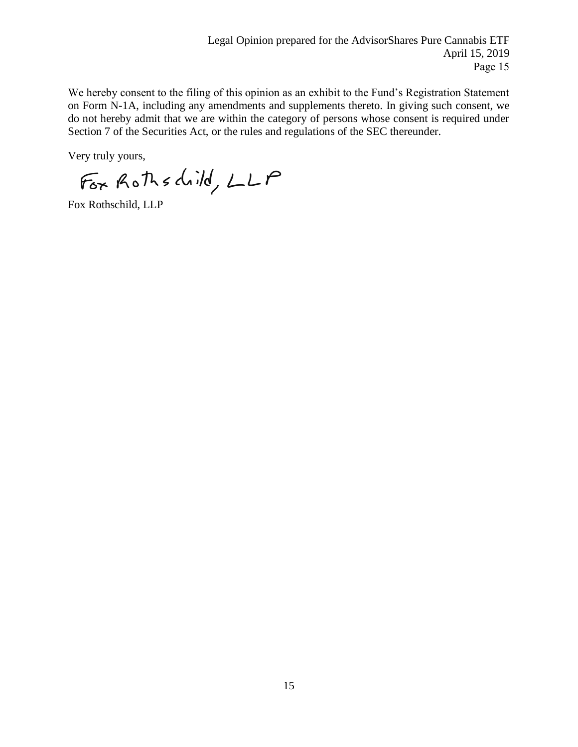We hereby consent to the filing of this opinion as an exhibit to the Fund's Registration Statement on Form N-1A, including any amendments and supplements thereto. In giving such consent, we do not hereby admit that we are within the category of persons whose consent is required under Section 7 of the Securities Act, or the rules and regulations of the SEC thereunder.

Very truly yours,

Fox Rothschild, LLP

Fox Rothschild, LLP